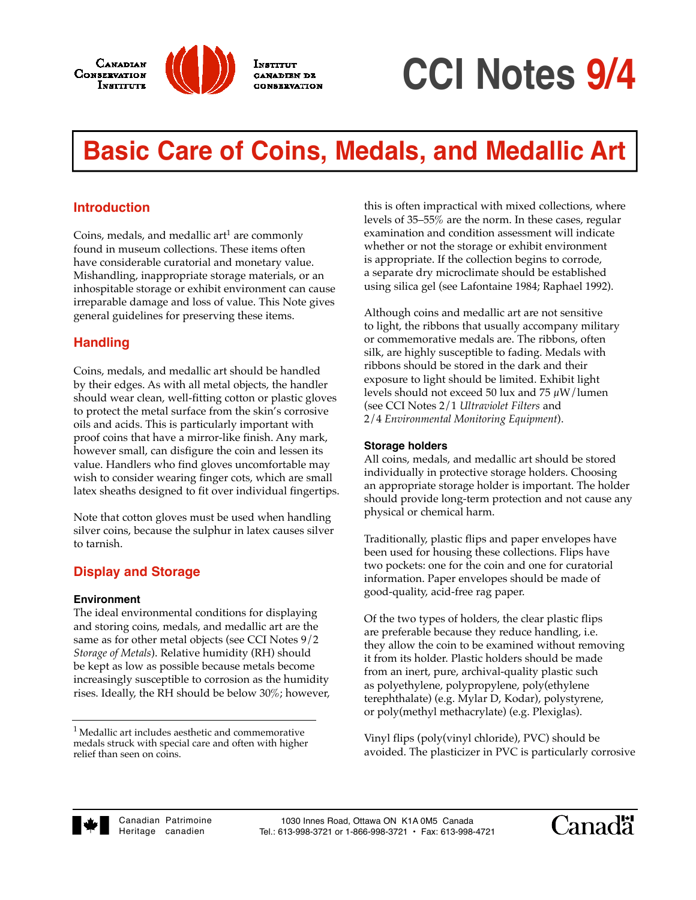# CCI Notes 9/4

## Basic Care of Coins, Medals, and Medallic Art

### Introduction

Coins, medals, and medallic art[1] are commonly found in museum collections. These items often have considerable curatorial and monetary value. Mishandling, inappropriate storage materials, or an inhospitable storage or exhibit environment can cause irreparable damage and loss of value. This Note gives general guidelines for preserving these items.

### Handling

Coins, medals, and medallic art should be handled by their edges. As with all metal objects, the handler should wear clean, well-fitting cotton or plastic gloves to protect the metal surface from the skin's corrosive oils and acids. This is particularly important with proof coins that have a mirror-like finish. Any mark, however small, can disfigure the coin and lessen its value. Handlers who find gloves uncomfortable may wish to consider wearing finger cots, which are small latex sheaths designed to fit over individual fingertips.

Note that cotton gloves must be used when handling silver coins, because the sulphur in latex causes silver to tarnish.

### Display and Storage

#### Environment

The ideal environmental conditions for displaying and storing coins, medals, and medallic art are the same as for other metal objects (see CCI Notes 9/2 *Storage of Metals*). Relative humidity (RH) should be kept as low as possible because metals become increasingly susceptible to corrosion as the humidity rises. Ideally, the RH should be below 30%; however, this is often impractical with mixed collections, where levels of 35–55% are the norm. In these cases, regular examination and condition assessment will indicate whether or not the storage or exhibit environment is appropriate. If the collection begins to corrode, a separate dry microclimate should be established using silica gel (see Lafontaine 1984; Raphael 1992).

Although coins and medallic art are not sensitive to light, the ribbons that usually accompany military or commemorative medals are. The ribbons, often silk, are highly susceptible to fading. Medals with ribbons should be stored in the dark and their exposure to light should be limited. Exhibit light levels should not exceed 50 lux and 75 μW/lumen (see CCI Notes 2/1 *Ultraviolet Filters* and 2/4 *Environmental Monitoring Equipment*).

#### Storage holders

All coins, medals, and medallic art should be stored individually in protective storage holders. Choosing an appropriate storage holder is important. The holder should provide long-term protection and not cause any physical or chemical harm.

Traditionally, plastic flips and paper envelopes have been used for housing these collections. Flips have two pockets: one for the coin and one for curatorial information. Paper envelopes should be made of good-quality, acid-free rag paper.

Of the two types of holders, the clear plastic flips are preferable because they reduce handling, i.e. they allow the coin to be examined without removing it from its holder. Plastic holders should be made from an inert, pure, archival-quality plastic such as polyethylene, polypropylene, poly(ethylene terephthalate) (e.g. Mylar D, Kodar), polystyrene, or poly(methyl methacrylate) (e.g. Plexiglas).

Vinyl flips (poly(vinyl chloride), PVC) should be avoided. The plasticizer in PVC is particularly corrosive

---

[1] Medallic art includes aesthetic and commemorative medals struck with special care and often with higher relief than seen on coins.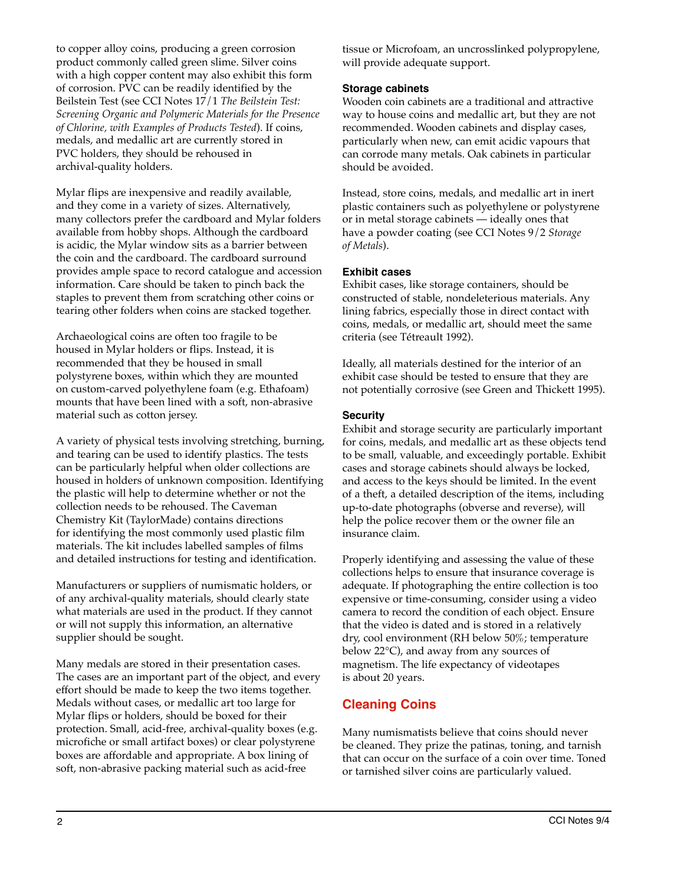to copper alloy coins, producing a green corrosion product commonly called green slime. Silver coins with a high copper content may also exhibit this form of corrosion. PVC can be readily identified by the Beilstein Test (see CCI Notes 17/1 *The Beilstein Test: Screening Organic and Polymeric Materials for the Presence of Chlorine, with Examples of Products Tested*). If coins, medals, and medallic art are currently stored in PVC holders, they should be rehoused in archival-quality holders.

Mylar flips are inexpensive and readily available, and they come in a variety of sizes. Alternatively, many collectors prefer the cardboard and Mylar folders available from hobby shops. Although the cardboard is acidic, the Mylar window sits as a barrier between the coin and the cardboard. The cardboard surround provides ample space to record catalogue and accession information. Care should be taken to pinch back the staples to prevent them from scratching other coins or tearing other folders when coins are stacked together.

Archaeological coins are often too fragile to be housed in Mylar holders or flips. Instead, it is recommended that they be housed in small polystyrene boxes, within which they are mounted on custom-carved polyethylene foam (e.g. Ethafoam) mounts that have been lined with a soft, non-abrasive material such as cotton jersey.

A variety of physical tests involving stretching, burning, and tearing can be used to identify plastics. The tests can be particularly helpful when older collections are housed in holders of unknown composition. Identifying the plastic will help to determine whether or not the collection needs to be rehoused. The Caveman Chemistry Kit (TaylorMade) contains directions for identifying the most commonly used plastic film materials. The kit includes labelled samples of films and detailed instructions for testing and identification.

Manufacturers or suppliers of numismatic holders, or of any archival-quality materials, should clearly state what materials are used in the product. If they cannot or will not supply this information, an alternative supplier should be sought.

Many medals are stored in their presentation cases. The cases are an important part of the object, and every effort should be made to keep the two items together. Medals without cases, or medallic art too large for Mylar flips or holders, should be boxed for their protection. Small, acid-free, archival-quality boxes (e.g. microfiche or small artifact boxes) or clear polystyrene boxes are affordable and appropriate. A box lining of soft, non-abrasive packing material such as acid-free tissue or Microfoam, an uncrosslinked polypropylene, will provide adequate support.

### Storage cabinets

Wooden coin cabinets are a traditional and attractive way to house coins and medallic art, but they are not recommended. Wooden cabinets and display cases, particularly when new, can emit acidic vapours that can corrode many metals. Oak cabinets in particular should be avoided.

Instead, store coins, medals, and medallic art in inert plastic containers such as polyethylene or polystyrene or in metal storage cabinets — ideally ones that have a powder coating (see CCI Notes 9/2 *Storage of Metals*).

### Exhibit cases

Exhibit cases, like storage containers, should be constructed of stable, nondeleterious materials. Any lining fabrics, especially those in direct contact with coins, medals, or medallic art, should meet the same criteria (see Tétreault 1992).

Ideally, all materials destined for the interior of an exhibit case should be tested to ensure that they are not potentially corrosive (see Green and Thickett 1995).

### Security

Exhibit and storage security are particularly important for coins, medals, and medallic art as these objects tend to be small, valuable, and exceedingly portable. Exhibit cases and storage cabinets should always be locked, and access to the keys should be limited. In the event of a theft, a detailed description of the items, including up-to-date photographs (obverse and reverse), will help the police recover them or the owner file an insurance claim.

Properly identifying and assessing the value of these collections helps to ensure that insurance coverage is adequate. If photographing the entire collection is too expensive or time-consuming, consider using a video camera to record the condition of each object. Ensure that the video is dated and is stored in a relatively dry, cool environment (RH below 50%; temperature below 22°C), and away from any sources of magnetism. The life expectancy of videotapes is about 20 years.

## Cleaning Coins

Many numismatists believe that coins should never be cleaned. They prize the patinas, toning, and tarnish that can occur on the surface of a coin over time. Toned or tarnished silver coins are particularly valued.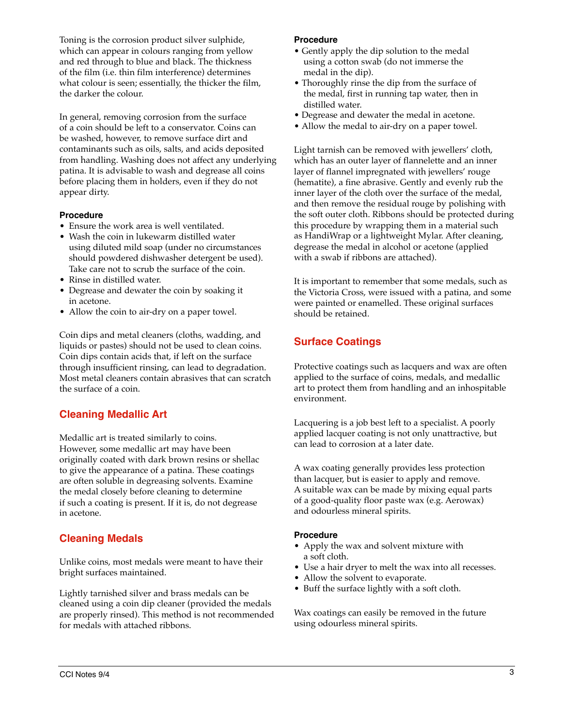Toning is the corrosion product silver sulphide, which can appear in colours ranging from yellow and red through to blue and black. The thickness of the film (i.e. thin film interference) determines what colour is seen; essentially, the thicker the film, the darker the colour.

In general, removing corrosion from the surface of a coin should be left to a conservator. Coins can be washed, however, to remove surface dirt and contaminants such as oils, salts, and acids deposited from handling. Washing does not affect any underlying patina. It is advisable to wash and degrease all coins before placing them in holders, even if they do not appear dirty.

#### Procedure

- Ensure the work area is well ventilated.
- Wash the coin in lukewarm distilled water using diluted mild soap (under no circumstances should powdered dishwasher detergent be used). Take care not to scrub the surface of the coin.
- Rinse in distilled water.
- Degrease and dewater the coin by soaking it in acetone.
- Allow the coin to air-dry on a paper towel.

Coin dips and metal cleaners (cloths, wadding, and liquids or pastes) should not be used to clean coins. Coin dips contain acids that, if left on the surface through insufficient rinsing, can lead to degradation. Most metal cleaners contain abrasives that can scratch the surface of a coin.

## Cleaning Medallic Art

Medallic art is treated similarly to coins. However, some medallic art may have been originally coated with dark brown resins or shellac to give the appearance of a patina. These coatings are often soluble in degreasing solvents. Examine the medal closely before cleaning to determine if such a coating is present. If it is, do not degrease in acetone.

## Cleaning Medals

Unlike coins, most medals were meant to have their bright surfaces maintained.

Lightly tarnished silver and brass medals can be cleaned using a coin dip cleaner (provided the medals are properly rinsed). This method is not recommended for medals with attached ribbons.

#### Procedure

- Gently apply the dip solution to the medal using a cotton swab (do not immerse the medal in the dip).
- Thoroughly rinse the dip from the surface of the medal, first in running tap water, then in distilled water.
- Degrease and dewater the medal in acetone.
- Allow the medal to air-dry on a paper towel.

Light tarnish can be removed with jewellers' cloth, which has an outer layer of flannelette and an inner layer of flannel impregnated with jewellers' rouge (hematite), a fine abrasive. Gently and evenly rub the inner layer of the cloth over the surface of the medal, and then remove the residual rouge by polishing with the soft outer cloth. Ribbons should be protected during this procedure by wrapping them in a material such as HandiWrap or a lightweight Mylar. After cleaning, degrease the medal in alcohol or acetone (applied with a swab if ribbons are attached).

It is important to remember that some medals, such as the Victoria Cross, were issued with a patina, and some were painted or enamelled. These original surfaces should be retained.

## Surface Coatings

Protective coatings such as lacquers and wax are often applied to the surface of coins, medals, and medallic art to protect them from handling and an inhospitable environment.

Lacquering is a job best left to a specialist. A poorly applied lacquer coating is not only unattractive, but can lead to corrosion at a later date.

A wax coating generally provides less protection than lacquer, but is easier to apply and remove. A suitable wax can be made by mixing equal parts of a good-quality floor paste wax (e.g. Aerowax) and odourless mineral spirits.

#### Procedure

- Apply the wax and solvent mixture with a soft cloth.
- Use a hair dryer to melt the wax into all recesses.
- Allow the solvent to evaporate.
- Buff the surface lightly with a soft cloth.

Wax coatings can easily be removed in the future using odourless mineral spirits.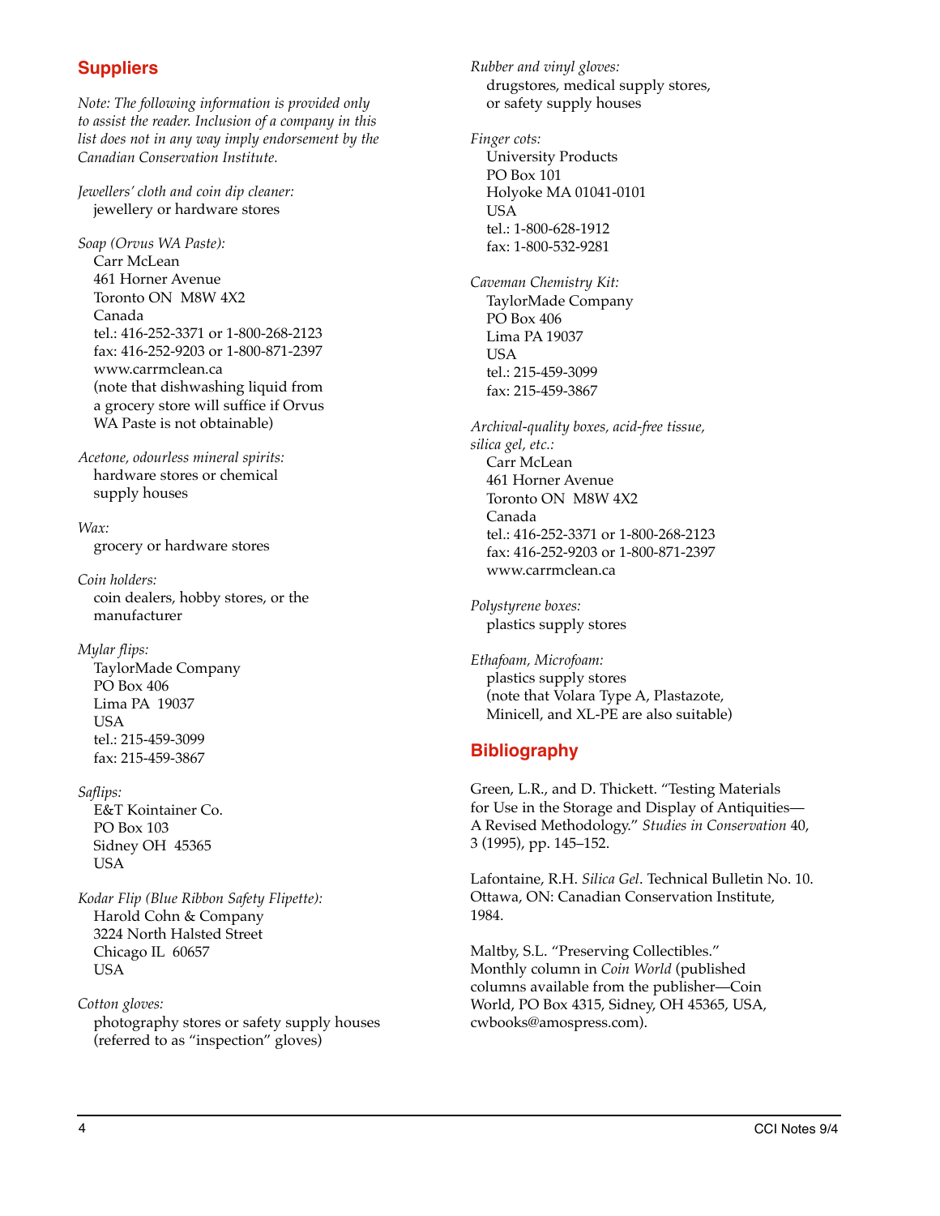## Suppliers

*Note: The following information is provided only to assist the reader. Inclusion of a company in this list does not in any way imply endorsement by the Canadian Conservation Institute.*

*Jewellers' cloth and coin dip cleaner:*
jewellery or hardware stores

*Soap (Orvus WA Paste):*
Carr McLean
461 Horner Avenue
Toronto ON M8W 4X2
Canada
tel.: 416-252-3371 or 1-800-268-2123
fax: 416-252-9203 or 1-800-871-2397
www.carrmclean.ca
(note that dishwashing liquid from a grocery store will suffice if Orvus WA Paste is not obtainable)

*Acetone, odourless mineral spirits:*
hardware stores or chemical supply houses

*Wax:*
grocery or hardware stores

*Coin holders:*
coin dealers, hobby stores, or the manufacturer

*Mylar flips:*
TaylorMade Company
PO Box 406
Lima PA 19037
USA
tel.: 215-459-3099
fax: 215-459-3867

*Saflips:*
E&T Kointainer Co.
PO Box 103
Sidney OH 45365
USA

*Kodar Flip (Blue Ribbon Safety Flipette):*
Harold Cohn & Company
3224 North Halsted Street
Chicago IL 60657
USA

*Cotton gloves:*
photography stores or safety supply houses (referred to as "inspection" gloves)

*Rubber and vinyl gloves:*
drugstores, medical supply stores, or safety supply houses

*Finger cots:*
University Products
PO Box 101
Holyoke MA 01041-0101
USA
tel.: 1-800-628-1912
fax: 1-800-532-9281

*Caveman Chemistry Kit:*
TaylorMade Company
PO Box 406
Lima PA 19037
USA
tel.: 215-459-3099
fax: 215-459-3867

*Archival-quality boxes, acid-free tissue, silica gel, etc.:*
Carr McLean
461 Horner Avenue
Toronto ON M8W 4X2
Canada
tel.: 416-252-3371 or 1-800-268-2123
fax: 416-252-9203 or 1-800-871-2397
www.carrmclean.ca

*Polystyrene boxes:*
plastics supply stores

*Ethafoam, Microfoam:*
plastics supply stores
(note that Volara Type A, Plastazote, Minicell, and XL-PE are also suitable)

## Bibliography

Green, L.R., and D. Thickett. "Testing Materials for Use in the Storage and Display of Antiquities—A Revised Methodology." *Studies in Conservation* 40, 3 (1995), pp. 145–152.

Lafontaine, R.H. *Silica Gel*. Technical Bulletin No. 10. Ottawa, ON: Canadian Conservation Institute, 1984.

Maltby, S.L. "Preserving Collectibles." Monthly column in *Coin World* (published columns available from the publisher—Coin World, PO Box 4315, Sidney, OH 45365, USA, cwbooks@amospress.com).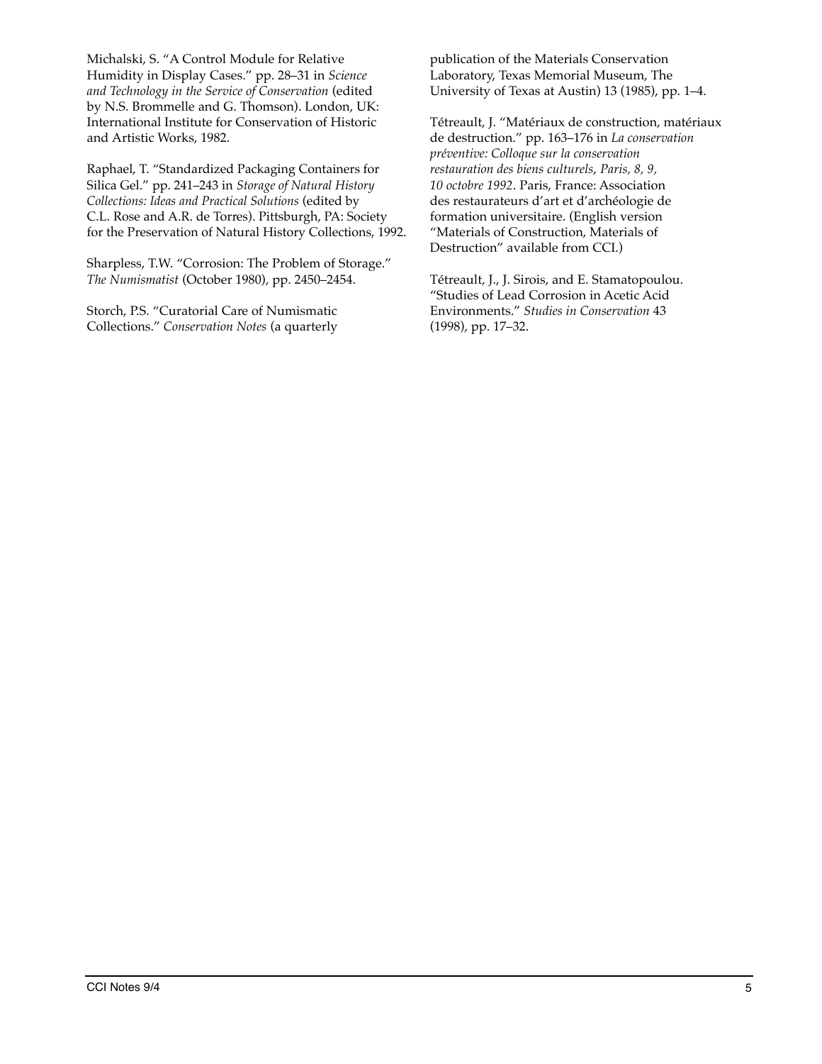Michalski, S. "A Control Module for Relative Humidity in Display Cases." pp. 28–31 in *Science and Technology in the Service of Conservation* (edited by N.S. Brommelle and G. Thomson). London, UK: International Institute for Conservation of Historic and Artistic Works, 1982.

Raphael, T. "Standardized Packaging Containers for Silica Gel." pp. 241–243 in *Storage of Natural History Collections: Ideas and Practical Solutions* (edited by C.L. Rose and A.R. de Torres). Pittsburgh, PA: Society for the Preservation of Natural History Collections, 1992.

Sharpless, T.W. "Corrosion: The Problem of Storage." *The Numismatist* (October 1980), pp. 2450–2454.

Storch, P.S. "Curatorial Care of Numismatic Collections." *Conservation Notes* (a quarterly publication of the Materials Conservation Laboratory, Texas Memorial Museum, The University of Texas at Austin) 13 (1985), pp. 1–4.

Tétreault, J. "Matériaux de construction, matériaux de destruction." pp. 163–176 in *La conservation préventive: Colloque sur la conservation restauration des biens culturels, Paris, 8, 9, 10 octobre 1992*. Paris, France: Association des restaurateurs d'art et d'archéologie de formation universitaire. (English version "Materials of Construction, Materials of Destruction" available from CCI.)

Tétreault, J., J. Sirois, and E. Stamatopoulou. "Studies of Lead Corrosion in Acetic Acid Environments." *Studies in Conservation* 43 (1998), pp. 17–32.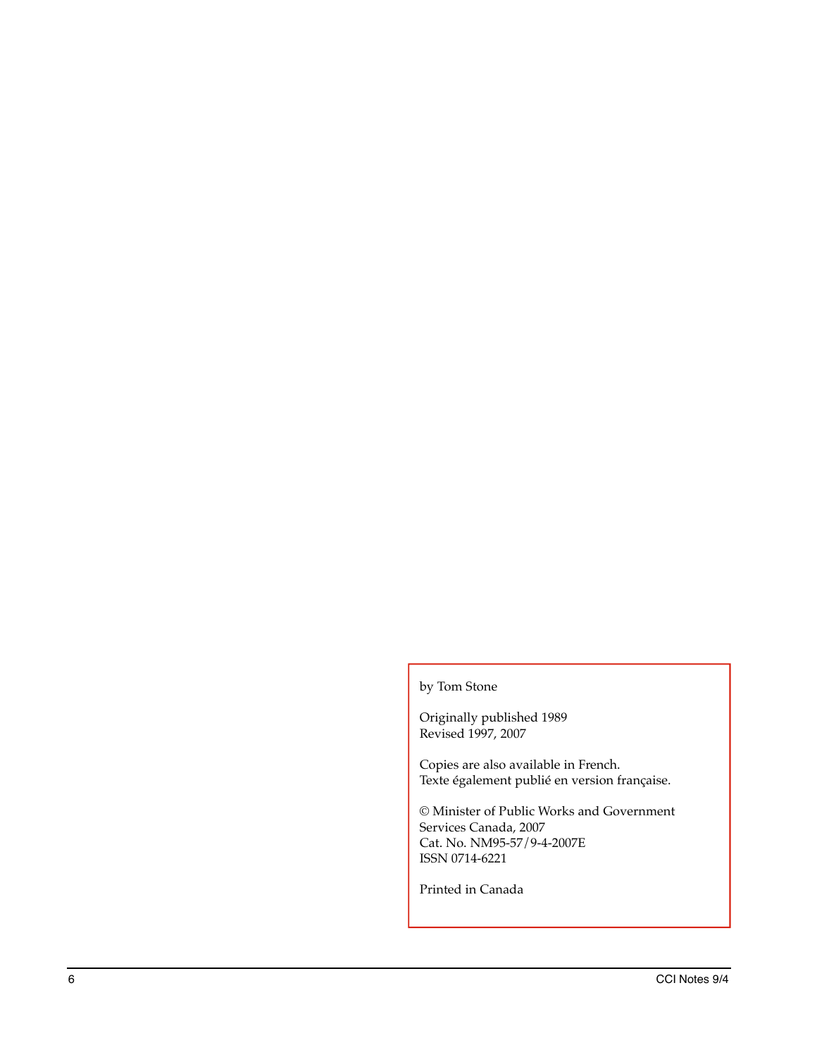by Tom Stone

Originally published 1989
Revised 1997, 2007

Copies are also available in French.
Texte également publié en version française.

© Minister of Public Works and Government Services Canada, 2007
Cat. No. NM95-57/9-4-2007E
ISSN 0714-6221

Printed in Canada